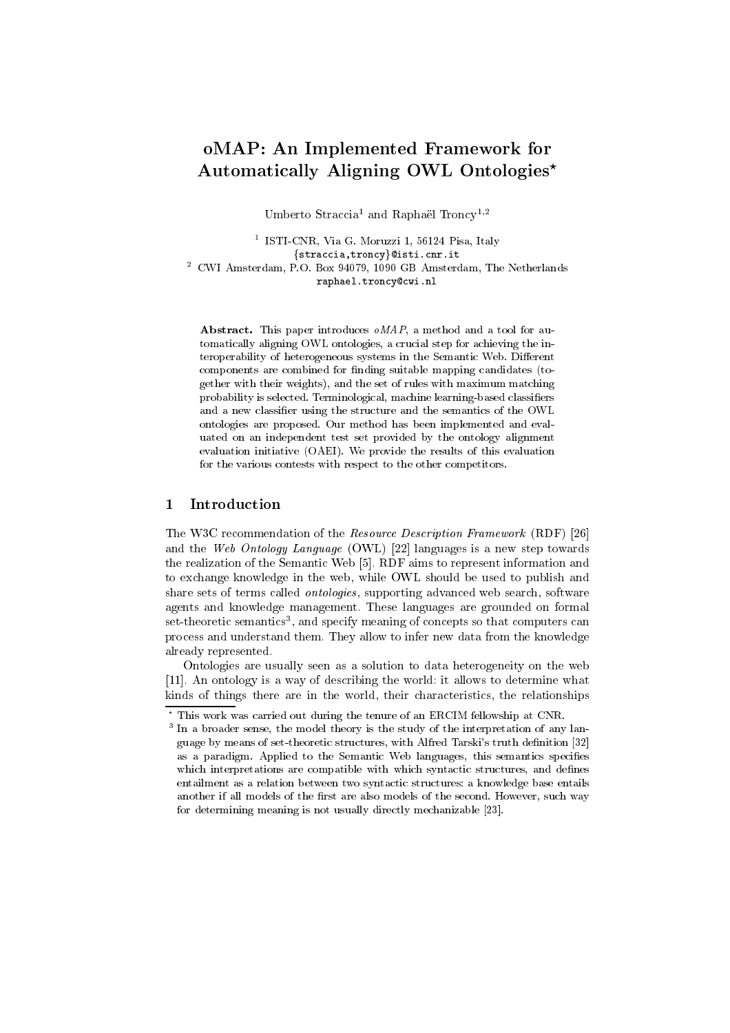# oMAP: An Implemented Framework for Automatically Aligning OWL Ontologies*

Umberto Straccia[1] and Raphaël Troncy[1,2]

[1] ISTI-CNR, Via G. Moruzzi 1, 56124 Pisa, Italy
{straccia,troncy}@isti.cnr.it
[2] CWI Amsterdam, P.O. Box 94079, 1090 GB Amsterdam, The Netherlands
raphael.troncy@cwi.nl

**Abstract.** This paper introduces *oMAP*, a method and a tool for automatically aligning OWL ontologies, a crucial step for achieving the interoperability of heterogeneous systems in the Semantic Web. Different components are combined for finding suitable mapping candidates (together with their weights), and the set of rules with maximum matching probability is selected. Terminological, machine learning-based classifiers and a new classifier using the structure and the semantics of the OWL ontologies are proposed. Our method has been implemented and evaluated on an independent test set provided by the ontology alignment evaluation initiative (OAEI). We provide the results of this evaluation for the various contests with respect to the other competitors.

## 1 Introduction

The W3C recommendation of the *Resource Description Framework* (RDF) [26] and the *Web Ontology Language* (OWL) [22] languages is a new step towards the realization of the Semantic Web [5]. RDF aims to represent information and to exchange knowledge in the web, while OWL should be used to publish and share sets of terms called *ontologies*, supporting advanced web search, software agents and knowledge management. These languages are grounded on formal set-theoretic semantics[3], and specify meaning of concepts so that computers can process and understand them. They allow to infer new data from the knowledge already represented.

Ontologies are usually seen as a solution to data heterogeneity on the web [11]. An ontology is a way of describing the world: it allows to determine what kinds of things there are in the world, their characteristics, the relationships

* This work was carried out during the tenure of an ERCIM fellowship at CNR.

[3] In a broader sense, the model theory is the study of the interpretation of any language by means of set-theoretic structures, with Alfred Tarski's truth definition [32] as a paradigm. Applied to the Semantic Web languages, this semantics specifies which interpretations are compatible with which syntactic structures, and defines entailment as a relation between two syntactic structures: a knowledge base entails another if all models of the first are also models of the second. However, such way for determining meaning is not usually directly mechanizable [23].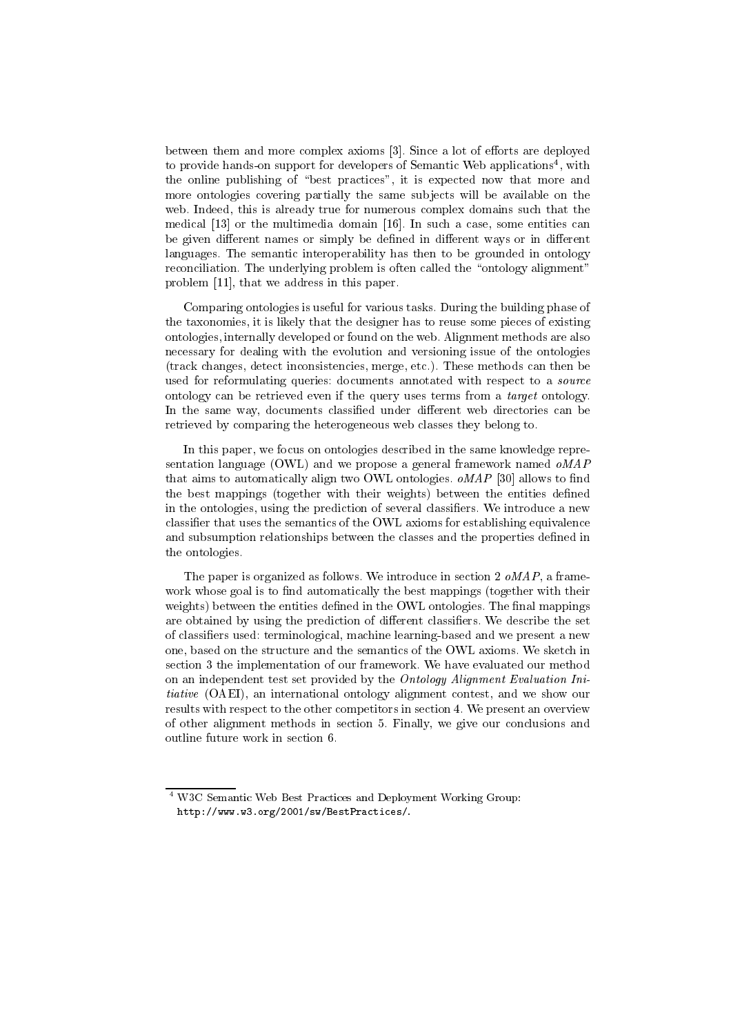between them and more complex axioms [3]. Since a lot of efforts are deployed to provide hands-on support for developers of Semantic Web applications[4], with the online publishing of "best practices", it is expected now that more and more ontologies covering partially the same subjects will be available on the web. Indeed, this is already true for numerous complex domains such that the medical [13] or the multimedia domain [16]. In such a case, some entities can be given different names or simply be defined in different ways or in different languages. The semantic interoperability has then to be grounded in ontology reconciliation. The underlying problem is often called the "ontology alignment" problem [11], that we address in this paper.

Comparing ontologies is useful for various tasks. During the building phase of the taxonomies, it is likely that the designer has to reuse some pieces of existing ontologies, internally developed or found on the web. Alignment methods are also necessary for dealing with the evolution and versioning issue of the ontologies (track changes, detect inconsistencies, merge, etc.). These methods can then be used for reformulating queries: documents annotated with respect to a *source* ontology can be retrieved even if the query uses terms from a *target* ontology. In the same way, documents classified under different web directories can be retrieved by comparing the heterogeneous web classes they belong to.

In this paper, we focus on ontologies described in the same knowledge representation language (OWL) and we propose a general framework named *oMAP* that aims to automatically align two OWL ontologies. *oMAP* [30] allows to find the best mappings (together with their weights) between the entities defined in the ontologies, using the prediction of several classifiers. We introduce a new classifier that uses the semantics of the OWL axioms for establishing equivalence and subsumption relationships between the classes and the properties defined in the ontologies.

The paper is organized as follows. We introduce in section 2 *oMAP*, a framework whose goal is to find automatically the best mappings (together with their weights) between the entities defined in the OWL ontologies. The final mappings are obtained by using the prediction of different classifiers. We describe the set of classifiers used: terminological, machine learning-based and we present a new one, based on the structure and the semantics of the OWL axioms. We sketch in section 3 the implementation of our framework. We have evaluated our method on an independent test set provided by the *Ontology Alignment Evaluation Initiative* (OAEI), an international ontology alignment contest, and we show our results with respect to the other competitors in section 4. We present an overview of other alignment methods in section 5. Finally, we give our conclusions and outline future work in section 6.

[4] W3C Semantic Web Best Practices and Deployment Working Group: `http://www.w3.org/2001/sw/BestPractices/`.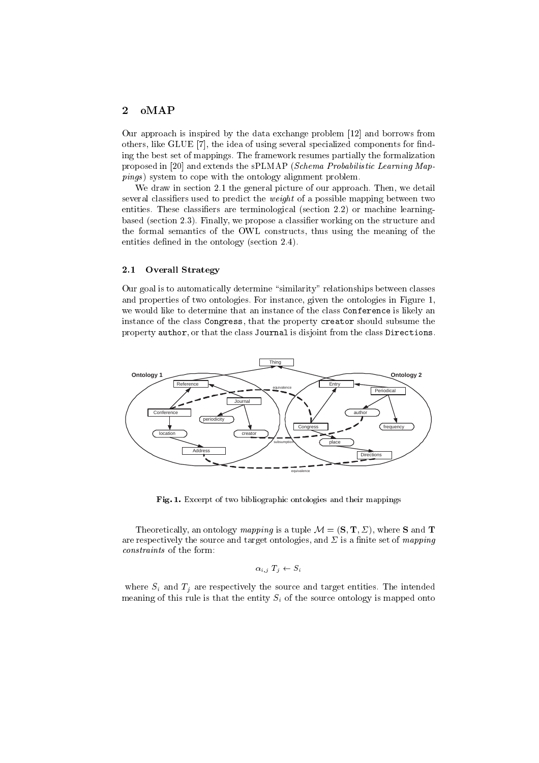## 2 oMAP

Our approach is inspired by the data exchange problem [12] and borrows from others, like GLUE [7], the idea of using several specialized components for finding the best set of mappings. The framework resumes partially the formalization proposed in [20] and extends the sPLMAP (*Schema Probabilistic Learning Mappings*) system to cope with the ontology alignment problem.

We draw in section 2.1 the general picture of our approach. Then, we detail several classifiers used to predict the *weight* of a possible mapping between two entities. These classifiers are terminological (section 2.2) or machine learning-based (section 2.3). Finally, we propose a classifier working on the structure and the formal semantics of the OWL constructs, thus using the meaning of the entities defined in the ontology (section 2.4).

### 2.1 Overall Strategy

Our goal is to automatically determine "similarity" relationships between classes and properties of two ontologies. For instance, given the ontologies in Figure 1, we would like to determine that an instance of the class `Conference` is likely an instance of the class `Congress`, that the property `creator` should subsume the property `author`, or that the class `Journal` is disjoint from the class `Directions`.

**Fig. 1.** Excerpt of two bibliographic ontologies and their mappings

Theoretically, an ontology *mapping* is a tuple $\mathcal{M} = (\mathbf{S}, \mathbf{T}, \Sigma)$, where $\mathbf{S}$ and $\mathbf{T}$ are respectively the source and target ontologies, and $\Sigma$ is a finite set of *mapping constraints* of the form:

$$\alpha_{i,j} \; T_j \leftarrow S_i$$

where $S_i$ and $T_j$ are respectively the source and target entities. The intended meaning of this rule is that the entity $S_i$ of the source ontology is mapped onto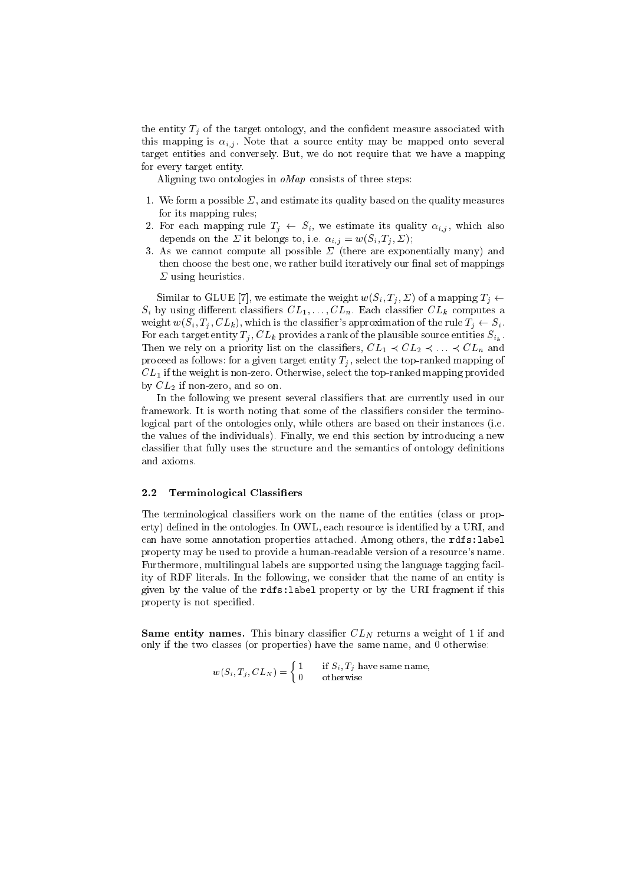the entity $T_j$ of the target ontology, and the confident measure associated with this mapping is $\alpha_{i,j}$. Note that a source entity may be mapped onto several target entities and conversely. But, we do not require that we have a mapping for every target entity.

Aligning two ontologies in *oMap* consists of three steps:

1. We form a possible $\Sigma$, and estimate its quality based on the quality measures for its mapping rules;
2. For each mapping rule $T_j \leftarrow S_i$, we estimate its quality $\alpha_{i,j}$, which also depends on the $\Sigma$ it belongs to, i.e. $\alpha_{i,j} = w(S_i, T_j, \Sigma)$;
3. As we cannot compute all possible $\Sigma$ (there are exponentially many) and then choose the best one, we rather build iteratively our final set of mappings $\Sigma$ using heuristics.

Similar to GLUE [7], we estimate the weight $w(S_i, T_j, \Sigma)$ of a mapping $T_j \leftarrow S_i$ by using different classifiers $CL_1, \ldots, CL_n$. Each classifier $CL_k$ computes a weight $w(S_i, T_j, CL_k)$, which is the classifier's approximation of the rule $T_j \leftarrow S_i$. For each target entity $T_j$, $CL_k$ provides a rank of the plausible source entities $S_{i_k}$. Then we rely on a priority list on the classifiers, $CL_1 \prec CL_2 \prec \ldots \prec CL_n$ and proceed as follows: for a given target entity $T_j$, select the top-ranked mapping of $CL_1$ if the weight is non-zero. Otherwise, select the top-ranked mapping provided by $CL_2$ if non-zero, and so on.

In the following we present several classifiers that are currently used in our framework. It is worth noting that some of the classifiers consider the terminological part of the ontologies only, while others are based on their instances (i.e. the values of the individuals). Finally, we end this section by introducing a new classifier that fully uses the structure and the semantics of ontology definitions and axioms.

### 2.2 Terminological Classifiers

The terminological classifiers work on the name of the entities (class or property) defined in the ontologies. In OWL, each resource is identified by a URI, and can have some annotation properties attached. Among others, the `rdfs:label` property may be used to provide a human-readable version of a resource's name. Furthermore, multilingual labels are supported using the language tagging facility of RDF literals. In the following, we consider that the name of an entity is given by the value of the `rdfs:label` property or by the URI fragment if this property is not specified.

**Same entity names.** This binary classifier $CL_N$ returns a weight of 1 if and only if the two classes (or properties) have the same name, and 0 otherwise:

$$w(S_i, T_j, CL_N) = \begin{cases} 1 & \text{if } S_i, T_j \text{ have same name,} \\ 0 & \text{otherwise} \end{cases}$$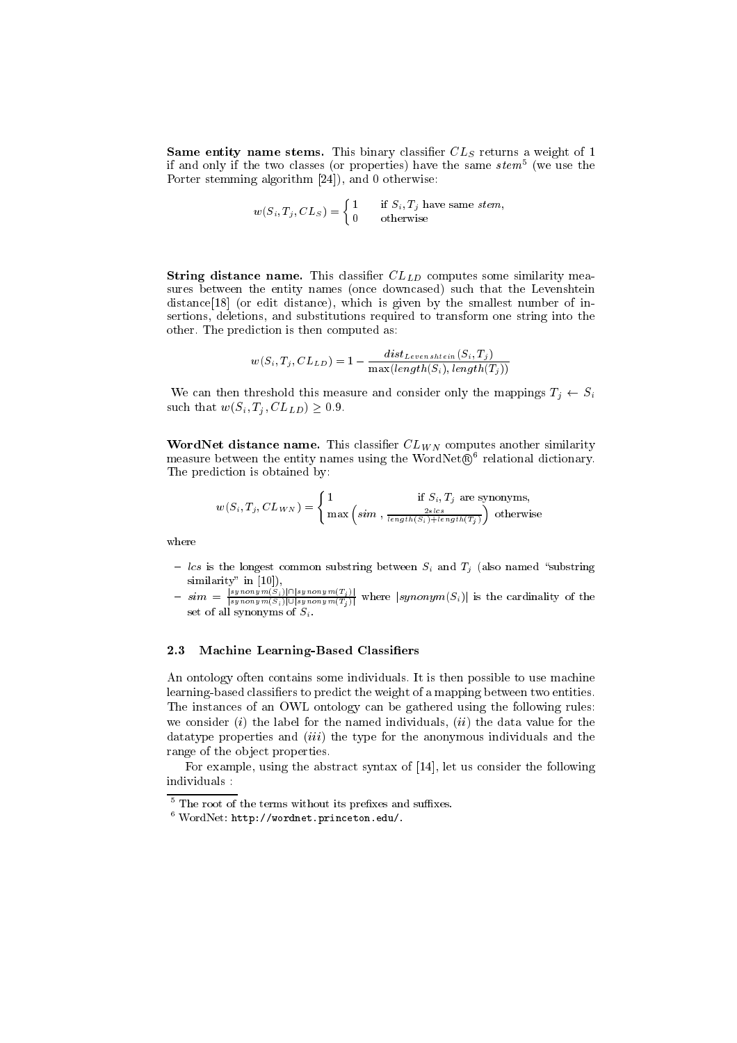**Same entity name stems.** This binary classifier $CL_S$ returns a weight of 1 if and only if the two classes (or properties) have the same *stem*[5] (we use the Porter stemming algorithm [24]), and 0 otherwise:

$$w(S_i, T_j, CL_S) = \begin{cases} 1 & \text{if } S_i, T_j \text{ have same } stem, \\ 0 & \text{otherwise} \end{cases}$$

**String distance name.** This classifier $CL_{LD}$ computes some similarity measures between the entity names (once downcased) such that the Levenshtein distance[18] (or edit distance), which is given by the smallest number of insertions, deletions, and substitutions required to transform one string into the other. The prediction is then computed as:

$$w(S_i, T_j, CL_{LD}) = 1 - \frac{dist_{Levenshtein}(S_i, T_j)}{\max(length(S_i), length(T_j))}$$

We can then threshold this measure and consider only the mappings $T_j \leftarrow S_i$ such that $w(S_i, T_j, CL_{LD}) \geq 0.9$.

**WordNet distance name.** This classifier $CL_{WN}$ computes another similarity measure between the entity names using the WordNet®[6] relational dictionary. The prediction is obtained by:

$$w(S_i, T_j, CL_{WN}) = \begin{cases} 1 & \text{if } S_i, T_j \text{ are synonyms,} \\ \max\left( sim \, , \frac{2*lcs}{length(S_i)+length(T_j)} \right) & \text{otherwise} \end{cases}$$

where

- $lcs$ is the longest common substring between $S_i$ and $T_j$ (also named "substring similarity" in [10]),
- $sim = \frac{|synonym(S_i)| \cap |synonym(T_j)|}{|synonym(S_i)| \cup |synonym(T_j)|}$ where $|synonym(S_i)|$ is the cardinality of the set of all synonyms of $S_i$.

### 2.3 Machine Learning-Based Classifiers

An ontology often contains some individuals. It is then possible to use machine learning-based classifiers to predict the weight of a mapping between two entities. The instances of an OWL ontology can be gathered using the following rules: we consider (*i*) the label for the named individuals, (*ii*) the data value for the datatype properties and (*iii*) the type for the anonymous individuals and the range of the object properties.

For example, using the abstract syntax of [14], let us consider the following individuals :

[5] The root of the terms without its prefixes and suffixes.

[6] WordNet: http://wordnet.princeton.edu/.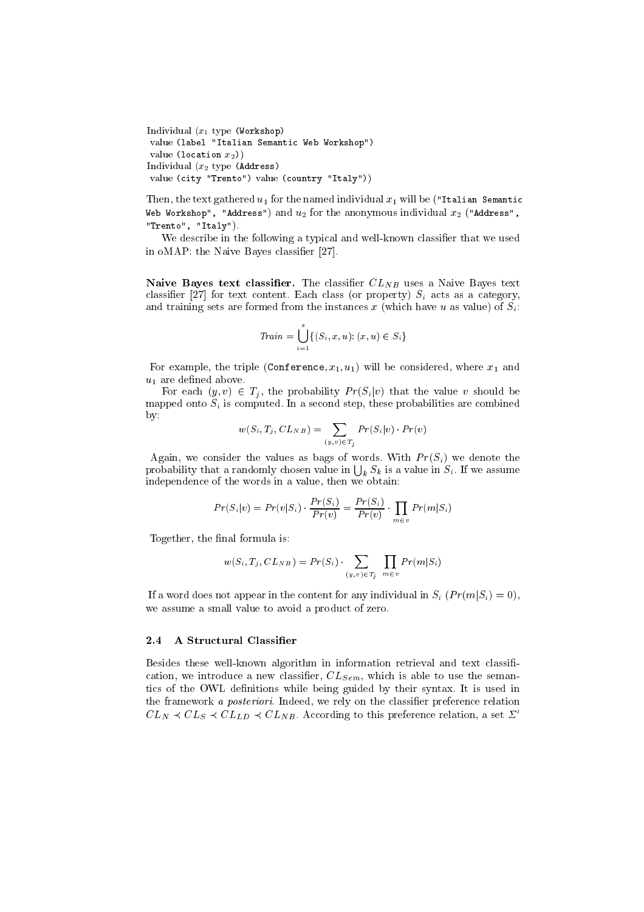```
Individual (x1 type (Workshop)
 value (label "Italian Semantic Web Workshop")
 value (location x2))
Individual (x2 type (Address)
 value (city "Trento") value (country "Italy"))
```

Then, the text gathered $u_1$ for the named individual $x_1$ will be (`"Italian Semantic Web Workshop", "Address"`) and $u_2$ for the anonymous individual $x_2$ (`"Address", "Trento", "Italy"`).

We describe in the following a typical and well-known classifier that we used in oMAP: the Naive Bayes classifier [27].

**Naive Bayes text classifier.** The classifier $CL_{NB}$ uses a Naive Bayes text classifier [27] for text content. Each class (or property) $S_i$ acts as a category, and training sets are formed from the instances $x$ (which have $u$ as value) of $S_i$:

$$Train = \bigcup_{i=1}^{s} \{(S_i, x, u) \colon (x, u) \in S_i\}$$

For example, the triple (`Conference`, $x_1, u_1$) will be considered, where $x_1$ and $u_1$ are defined above.

For each $(y, v) \in T_j$, the probability $Pr(S_i|v)$ that the value $v$ should be mapped onto $S_i$ is computed. In a second step, these probabilities are combined by:

$$w(S_i, T_j, CL_{NB}) = \sum_{(y,v) \in T_j} Pr(S_i|v) \cdot Pr(v)$$

Again, we consider the values as bags of words. With $Pr(S_i)$ we denote the probability that a randomly chosen value in $\bigcup_k S_k$ is a value in $S_i$. If we assume independence of the words in a value, then we obtain:

$$Pr(S_i|v) = Pr(v|S_i) \cdot \frac{Pr(S_i)}{Pr(v)} = \frac{Pr(S_i)}{Pr(v)} \cdot \prod_{m \in v} Pr(m|S_i)$$

Together, the final formula is:

$$w(S_i, T_j, CL_{NB}) = Pr(S_i) \cdot \sum_{(y,v) \in T_j} \prod_{m \in v} Pr(m|S_i)$$

If a word does not appear in the content for any individual in $S_i$ ($Pr(m|S_i) = 0$), we assume a small value to avoid a product of zero.

### 2.4 A Structural Classifier

Besides these well-known algorithm in information retrieval and text classification, we introduce a new classifier, $CL_{Sem}$, which is able to use the semantics of the OWL definitions while being guided by their syntax. It is used in the framework *a posteriori*. Indeed, we rely on the classifier preference relation $CL_N \prec CL_S \prec CL_{LD} \prec CL_{NB}$. According to this preference relation, a set $\Sigma'$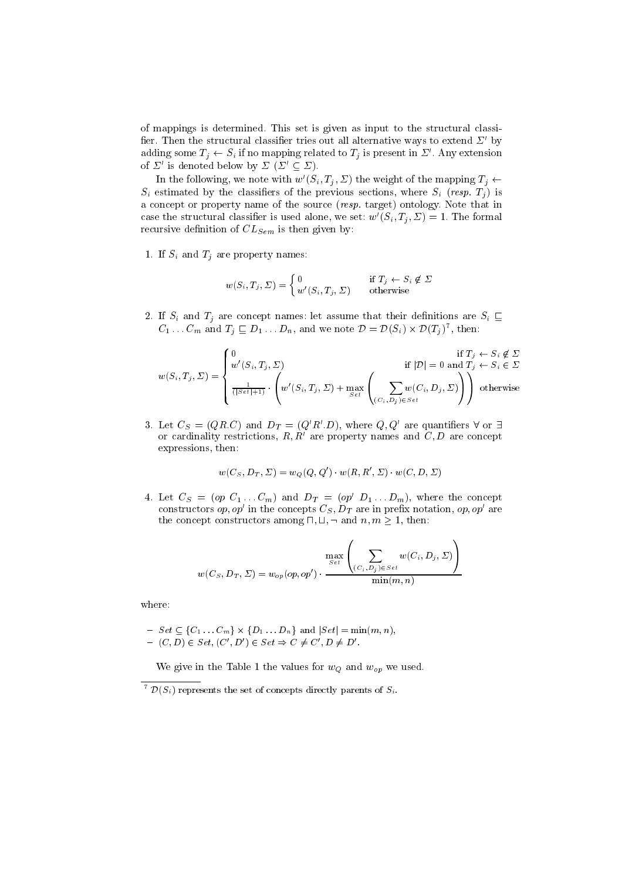of mappings is determined. This set is given as input to the structural classifier. Then the structural classifier tries out all alternative ways to extend $\Sigma'$ by adding some $T_j \leftarrow S_i$ if no mapping related to $T_j$ is present in $\Sigma'$. Any extension of $\Sigma'$ is denoted below by $\Sigma$ ($\Sigma' \subseteq \Sigma$).

In the following, we note with $w'(S_i, T_j, \Sigma)$ the weight of the mapping $T_j \leftarrow S_i$ estimated by the classifiers of the previous sections, where $S_i$ (*resp.* $T_j$) is a concept or property name of the source (*resp.* target) ontology. Note that in case the structural classifier is used alone, we set: $w'(S_i, T_j, \Sigma) = 1$. The formal recursive definition of $CL_{Sem}$ is then given by:

1. If $S_i$ and $T_j$ are property names:

$$w(S_i, T_j, \Sigma) = \begin{cases} 0 & \text{if } T_j \leftarrow S_i \notin \Sigma \\ w'(S_i, T_j, \Sigma) & \text{otherwise} \end{cases}$$

2. If $S_i$ and $T_j$ are concept names: let assume that their definitions are $S_i \sqsubseteq C_1 \ldots C_m$ and $T_j \sqsubseteq D_1 \ldots D_n$, and we note $\mathcal{D} = \mathcal{D}(S_i) \times \mathcal{D}(T_j)$[7], then:

$$w(S_i, T_j, \Sigma) = \begin{cases} 0 & \text{if } T_j \leftarrow S_i \notin \Sigma \\ w'(S_i, T_j, \Sigma) & \text{if } |\mathcal{D}| = 0 \text{ and } T_j \leftarrow S_i \in \Sigma \\ \frac{1}{(|Set|+1)} \cdot \left( w'(S_i, T_j, \Sigma) + \max\limits_{Set} \left( \sum\limits_{(C_i, D_j) \in Set} w(C_i, D_j, \Sigma) \right) \right) & \text{otherwise} \end{cases}$$

3. Let $C_S = (QR.C)$ and $D_T = (Q'R'.D)$, where $Q, Q'$ are quantifiers $\forall$ or $\exists$ or cardinality restrictions, $R, R'$ are property names and $C, D$ are concept expressions, then:

$$w(C_S, D_T, \Sigma) = w_Q(Q, Q') \cdot w(R, R', \Sigma) \cdot w(C, D, \Sigma)$$

4. Let $C_S = (op\ C_1 \ldots C_m)$ and $D_T = (op'\ D_1 \ldots D_m)$, where the concept constructors $op, op'$ in the concepts $C_S, D_T$ are in prefix notation, $op, op'$ are the concept constructors among $\sqcap, \sqcup, \neg$ and $n, m \geq 1$, then:

$$w(C_S, D_T, \Sigma) = w_{op}(op, op') \cdot \frac{\max\limits_{Set} \left( \sum\limits_{(C_i, D_j) \in Set} w(C_i, D_j, \Sigma) \right)}{\min(m, n)}$$

where:

- $Set \subseteq \{C_1 \ldots C_m\} \times \{D_1 \ldots D_n\}$ and $|Set| = \min(m, n)$,
- $(C, D) \in Set, (C', D') \in Set \Rightarrow C \neq C', D \neq D'$.

We give in the Table 1 the values for $w_Q$ and $w_{op}$ we used.

[7] $\mathcal{D}(S_i)$ represents the set of concepts directly parents of $S_i$.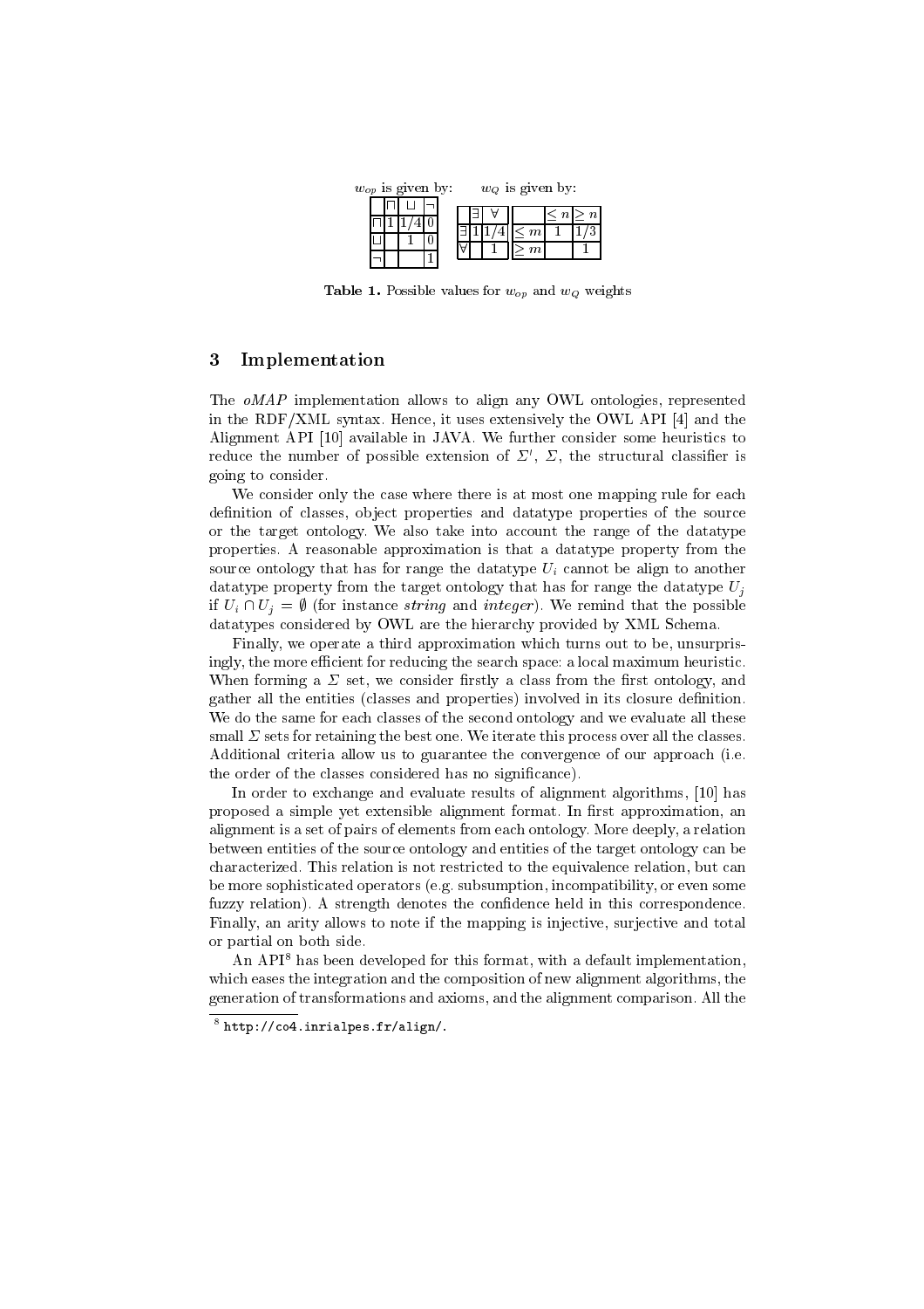$w_{op}$ is given by:

|  | $\sqcap$ | $\sqcup$ | $\neg$ |
|---|---|---|---|
| $\sqcap$ | 1 | 1/4 | 0 |
| $\sqcup$ |  | 1 | 0 |
| $\neg$ |  |  | 1 |

$w_Q$ is given by:

|  | $\exists$ | $\forall$ |
|---|---|---|
| $\exists$ | 1 | 1/4 |
| $\forall$ |  | 1 |

|  | $\leq n$ | $\geq n$ |
|---|---|---|
| $\leq m$ | 1 | 1/3 |
| $\geq m$ |  | 1 |

**Table 1.** Possible values for $w_{op}$ and $w_Q$ weights

## 3 Implementation

The *oMAP* implementation allows to align any OWL ontologies, represented in the RDF/XML syntax. Hence, it uses extensively the OWL API [4] and the Alignment API [10] available in JAVA. We further consider some heuristics to reduce the number of possible extension of $\Sigma'$, $\Sigma$, the structural classifier is going to consider.

We consider only the case where there is at most one mapping rule for each definition of classes, object properties and datatype properties of the source or the target ontology. We also take into account the range of the datatype properties. A reasonable approximation is that a datatype property from the source ontology that has for range the datatype $U_i$ cannot be align to another datatype property from the target ontology that has for range the datatype $U_j$ if $U_i \cap U_j = \emptyset$ (for instance *string* and *integer*). We remind that the possible datatypes considered by OWL are the hierarchy provided by XML Schema.

Finally, we operate a third approximation which turns out to be, unsurprisingly, the more efficient for reducing the search space: a local maximum heuristic. When forming a $\Sigma$ set, we consider firstly a class from the first ontology, and gather all the entities (classes and properties) involved in its closure definition. We do the same for each classes of the second ontology and we evaluate all these small $\Sigma$ sets for retaining the best one. We iterate this process over all the classes. Additional criteria allow us to guarantee the convergence of our approach (i.e. the order of the classes considered has no significance).

In order to exchange and evaluate results of alignment algorithms, [10] has proposed a simple yet extensible alignment format. In first approximation, an alignment is a set of pairs of elements from each ontology. More deeply, a relation between entities of the source ontology and entities of the target ontology can be characterized. This relation is not restricted to the equivalence relation, but can be more sophisticated operators (e.g. subsumption, incompatibility, or even some fuzzy relation). A strength denotes the confidence held in this correspondence. Finally, an arity allows to note if the mapping is injective, surjective and total or partial on both side.

An API[8] has been developed for this format, with a default implementation, which eases the integration and the composition of new alignment algorithms, the generation of transformations and axioms, and the alignment comparison. All the

[8] http://co4.inrialpes.fr/align/.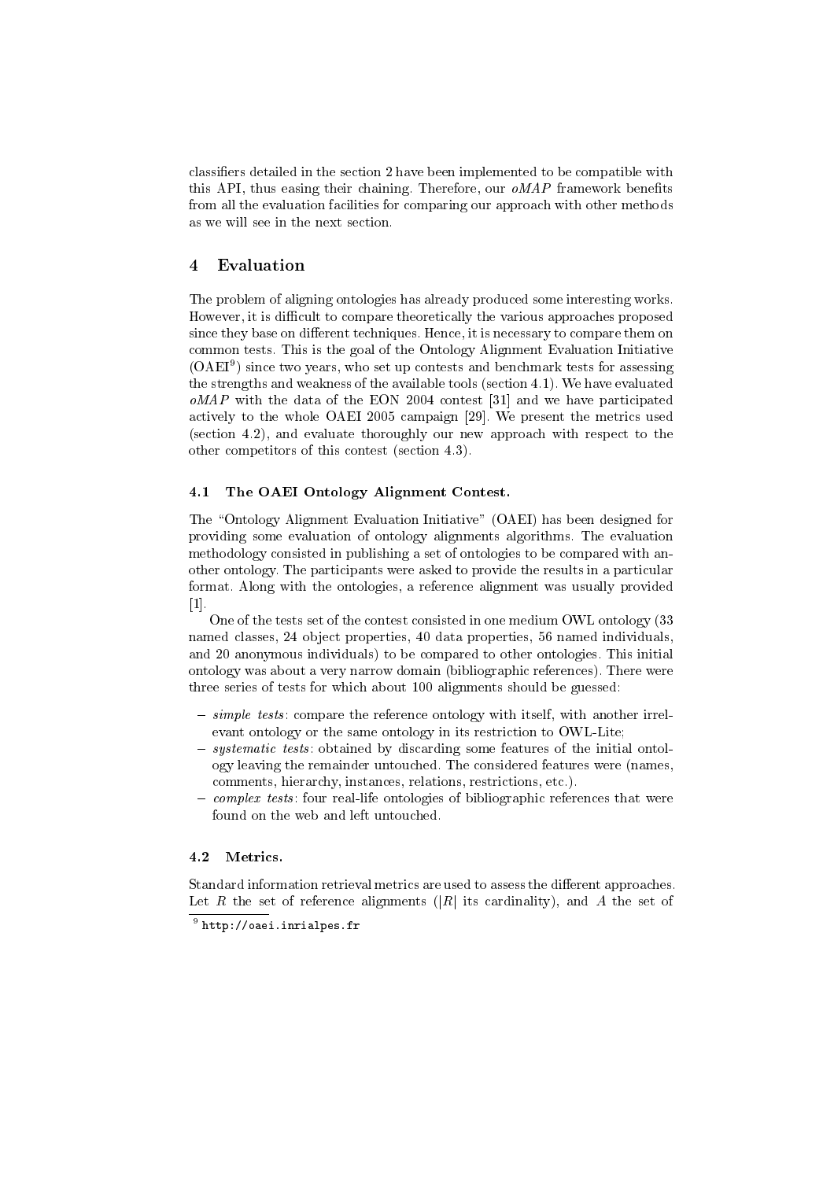classifiers detailed in the section 2 have been implemented to be compatible with this API, thus easing their chaining. Therefore, our *oMAP* framework benefits from all the evaluation facilities for comparing our approach with other methods as we will see in the next section.

## 4 Evaluation

The problem of aligning ontologies has already produced some interesting works. However, it is difficult to compare theoretically the various approaches proposed since they base on different techniques. Hence, it is necessary to compare them on common tests. This is the goal of the Ontology Alignment Evaluation Initiative (OAEI[9]) since two years, who set up contests and benchmark tests for assessing the strengths and weakness of the available tools (section 4.1). We have evaluated *oMAP* with the data of the EON 2004 contest [31] and we have participated actively to the whole OAEI 2005 campaign [29]. We present the metrics used (section 4.2), and evaluate thoroughly our new approach with respect to the other competitors of this contest (section 4.3).

### 4.1 The OAEI Ontology Alignment Contest.

The "Ontology Alignment Evaluation Initiative" (OAEI) has been designed for providing some evaluation of ontology alignments algorithms. The evaluation methodology consisted in publishing a set of ontologies to be compared with another ontology. The participants were asked to provide the results in a particular format. Along with the ontologies, a reference alignment was usually provided [1].

One of the tests set of the contest consisted in one medium OWL ontology (33 named classes, 24 object properties, 40 data properties, 56 named individuals, and 20 anonymous individuals) to be compared to other ontologies. This initial ontology was about a very narrow domain (bibliographic references). There were three series of tests for which about 100 alignments should be guessed:

- *simple tests*: compare the reference ontology with itself, with another irrelevant ontology or the same ontology in its restriction to OWL-Lite;
- *systematic tests*: obtained by discarding some features of the initial ontology leaving the remainder untouched. The considered features were (names, comments, hierarchy, instances, relations, restrictions, etc.).
- *complex tests*: four real-life ontologies of bibliographic references that were found on the web and left untouched.

### 4.2 Metrics.

Standard information retrieval metrics are used to assess the different approaches. Let $R$ the set of reference alignments ($|R|$ its cardinality), and $A$ the set of

[9] http://oaei.inrialpes.fr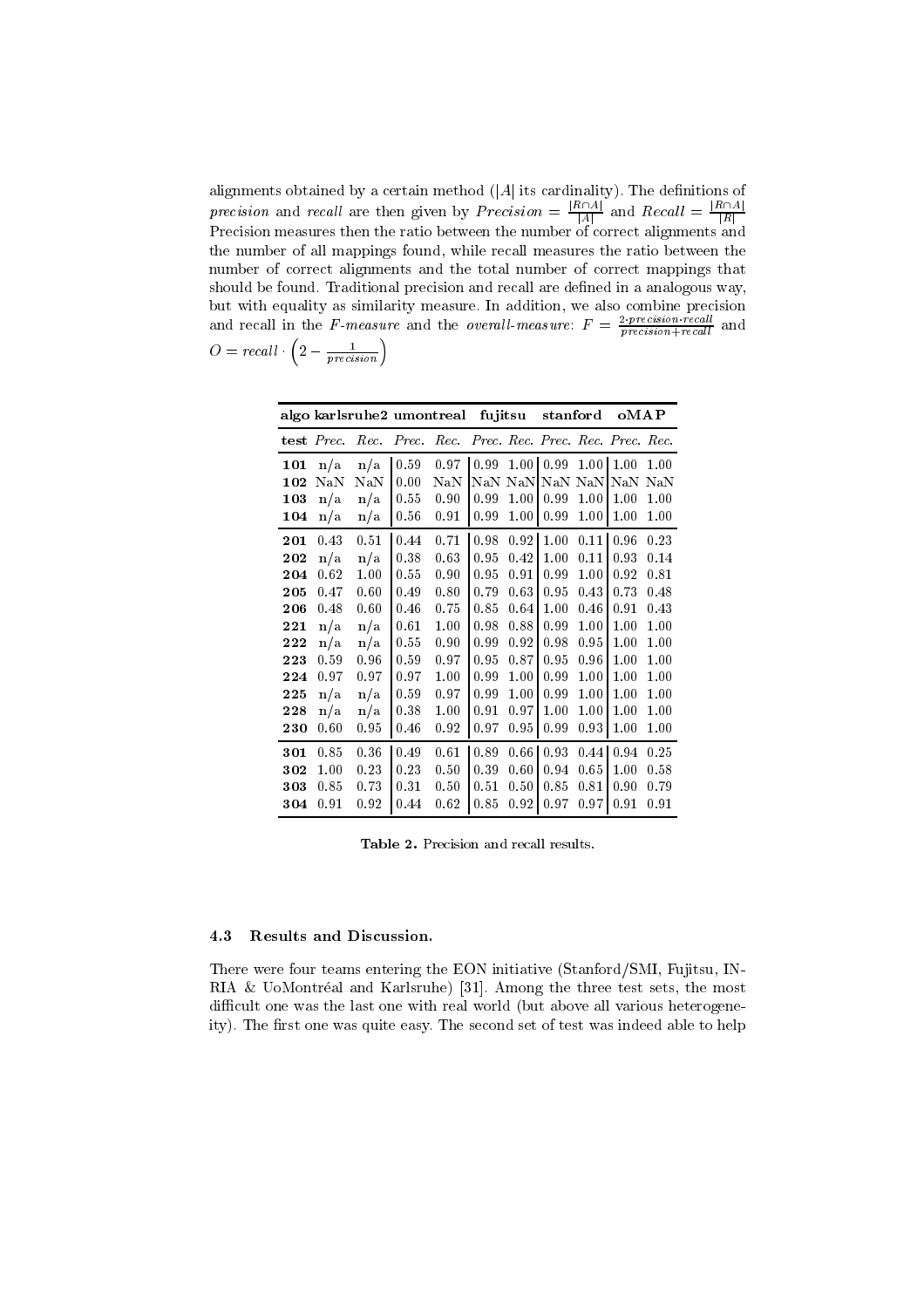alignments obtained by a certain method ($|A|$ its cardinality). The definitions of *precision* and *recall* are then given by $Precision = \frac{|R \cap A|}{|A|}$ and $Recall = \frac{|R \cap A|}{|R|}$ Precision measures then the ratio between the number of correct alignments and the number of all mappings found, while recall measures the ratio between the number of correct alignments and the total number of correct mappings that should be found. Traditional precision and recall are defined in a analogous way, but with equality as similarity measure. In addition, we also combine precision and recall in the *F-measure* and the *overall-measure*: $F = \frac{2 \cdot precision \cdot recall}{precision + recall}$ and $O = recall \cdot \left(2 - \frac{1}{precision}\right)$

| **algo** | **karlsruhe2** | | **umontreal** | | **fujitsu** | | **stanford** | | **oMAP** | |
|---|---|---|---|---|---|---|---|---|---|---|
| **test** | *Prec.* | *Rec.* | *Prec.* | *Rec.* | *Prec.* | *Rec.* | *Prec.* | *Rec.* | *Prec.* | *Rec.* |
| **101** | n/a | n/a | 0.59 | 0.97 | 0.99 | 1.00 | 0.99 | 1.00 | 1.00 | 1.00 |
| **102** | NaN | NaN | 0.00 | NaN | NaN | NaN | NaN | NaN | NaN | NaN |
| **103** | n/a | n/a | 0.55 | 0.90 | 0.99 | 1.00 | 0.99 | 1.00 | 1.00 | 1.00 |
| **104** | n/a | n/a | 0.56 | 0.91 | 0.99 | 1.00 | 0.99 | 1.00 | 1.00 | 1.00 |
| **201** | 0.43 | 0.51 | 0.44 | 0.71 | 0.98 | 0.92 | 1.00 | 0.11 | 0.96 | 0.23 |
| **202** | n/a | n/a | 0.38 | 0.63 | 0.95 | 0.42 | 1.00 | 0.11 | 0.93 | 0.14 |
| **204** | 0.62 | 1.00 | 0.55 | 0.90 | 0.95 | 0.91 | 0.99 | 1.00 | 0.92 | 0.81 |
| **205** | 0.47 | 0.60 | 0.49 | 0.80 | 0.79 | 0.63 | 0.95 | 0.43 | 0.73 | 0.48 |
| **206** | 0.48 | 0.60 | 0.46 | 0.75 | 0.85 | 0.64 | 1.00 | 0.46 | 0.91 | 0.43 |
| **221** | n/a | n/a | 0.61 | 1.00 | 0.98 | 0.88 | 0.99 | 1.00 | 1.00 | 1.00 |
| **222** | n/a | n/a | 0.55 | 0.90 | 0.99 | 0.92 | 0.98 | 0.95 | 1.00 | 1.00 |
| **223** | 0.59 | 0.96 | 0.59 | 0.97 | 0.95 | 0.87 | 0.95 | 0.96 | 1.00 | 1.00 |
| **224** | 0.97 | 0.97 | 0.97 | 1.00 | 0.99 | 1.00 | 0.99 | 1.00 | 1.00 | 1.00 |
| **225** | n/a | n/a | 0.59 | 0.97 | 0.99 | 1.00 | 0.99 | 1.00 | 1.00 | 1.00 |
| **228** | n/a | n/a | 0.38 | 1.00 | 0.91 | 0.97 | 1.00 | 1.00 | 1.00 | 1.00 |
| **230** | 0.60 | 0.95 | 0.46 | 0.92 | 0.97 | 0.95 | 0.99 | 0.93 | 1.00 | 1.00 |
| **301** | 0.85 | 0.36 | 0.49 | 0.61 | 0.89 | 0.66 | 0.93 | 0.44 | 0.94 | 0.25 |
| **302** | 1.00 | 0.23 | 0.23 | 0.50 | 0.39 | 0.60 | 0.94 | 0.65 | 1.00 | 0.58 |
| **303** | 0.85 | 0.73 | 0.31 | 0.50 | 0.51 | 0.50 | 0.85 | 0.81 | 0.90 | 0.79 |
| **304** | 0.91 | 0.92 | 0.44 | 0.62 | 0.85 | 0.92 | 0.97 | 0.97 | 0.91 | 0.91 |

**Table 2.** Precision and recall results.

### 4.3 Results and Discussion.

There were four teams entering the EON initiative (Stanford/SMI, Fujitsu, INRIA & UoMontréal and Karlsruhe) [31]. Among the three test sets, the most difficult one was the last one with real world (but above all various heterogeneity). The first one was quite easy. The second set of test was indeed able to help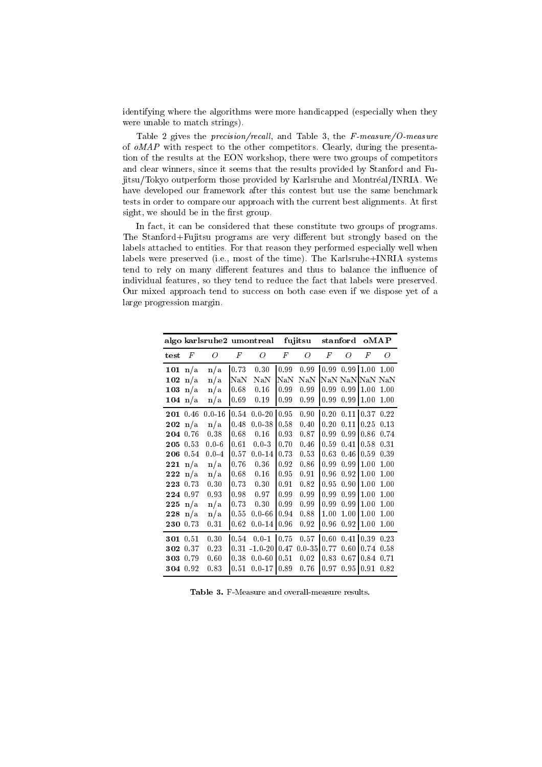identifying where the algorithms were more handicapped (especially when they were unable to match strings).

Table 2 gives the *precision/recall*, and Table 3, the *F-measure/O-measure* of *oMAP* with respect to the other competitors. Clearly, during the presentation of the results at the EON workshop, there were two groups of competitors and clear winners, since it seems that the results provided by Stanford and Fujitsu/Tokyo outperform those provided by Karlsruhe and Montréal/INRIA. We have developed our framework after this contest but use the same benchmark tests in order to compare our approach with the current best alignments. At first sight, we should be in the first group.

In fact, it can be considered that these constitute two groups of programs. The Stanford+Fujitsu programs are very different but strongly based on the labels attached to entities. For that reason they performed especially well when labels were preserved (i.e., most of the time). The Karlsruhe+INRIA systems tend to rely on many different features and thus to balance the influence of individual features, so they tend to reduce the fact that labels were preserved. Our mixed approach tend to success on both case even if we dispose yet of a large progression margin.

| **algo** | **karlsruhe2** | | **umontreal** | | **fujitsu** | | **stanford** | | **oMAP** | |
|---|---|---|---|---|---|---|---|---|---|---|
| **test** | *F* | *O* | *F* | *O* | *F* | *O* | *F* | *O* | *F* | *O* |
| **101** | n/a | n/a | 0.73 | 0.30 | 0.99 | 0.99 | 0.99 | 0.99 | 1.00 | 1.00 |
| **102** | n/a | n/a | NaN | NaN | NaN | NaN | NaN | NaN | NaN | NaN |
| **103** | n/a | n/a | 0.68 | 0.16 | 0.99 | 0.99 | 0.99 | 0.99 | 1.00 | 1.00 |
| **104** | n/a | n/a | 0.69 | 0.19 | 0.99 | 0.99 | 0.99 | 0.99 | 1.00 | 1.00 |
| **201** | 0.46 | 0.0-16 | 0.54 | 0.0-20 | 0.95 | 0.90 | 0.20 | 0.11 | 0.37 | 0.22 |
| **202** | n/a | n/a | 0.48 | 0.0-38 | 0.58 | 0.40 | 0.20 | 0.11 | 0.25 | 0.13 |
| **204** | 0.76 | 0.38 | 0.68 | 0.16 | 0.93 | 0.87 | 0.99 | 0.99 | 0.86 | 0.74 |
| **205** | 0.53 | 0.0-6 | 0.61 | 0.0-3 | 0.70 | 0.46 | 0.59 | 0.41 | 0.58 | 0.31 |
| **206** | 0.54 | 0.0-4 | 0.57 | 0.0-14 | 0.73 | 0.53 | 0.63 | 0.46 | 0.59 | 0.39 |
| **221** | n/a | n/a | 0.76 | 0.36 | 0.92 | 0.86 | 0.99 | 0.99 | 1.00 | 1.00 |
| **222** | n/a | n/a | 0.68 | 0.16 | 0.95 | 0.91 | 0.96 | 0.92 | 1.00 | 1.00 |
| **223** | 0.73 | 0.30 | 0.73 | 0.30 | 0.91 | 0.82 | 0.95 | 0.90 | 1.00 | 1.00 |
| **224** | 0.97 | 0.93 | 0.98 | 0.97 | 0.99 | 0.99 | 0.99 | 0.99 | 1.00 | 1.00 |
| **225** | n/a | n/a | 0.73 | 0.30 | 0.99 | 0.99 | 0.99 | 0.99 | 1.00 | 1.00 |
| **228** | n/a | n/a | 0.55 | 0.0-66 | 0.94 | 0.88 | 1.00 | 1.00 | 1.00 | 1.00 |
| **230** | 0.73 | 0.31 | 0.62 | 0.0-14 | 0.96 | 0.92 | 0.96 | 0.92 | 1.00 | 1.00 |
| **301** | 0.51 | 0.30 | 0.54 | 0.0-1 | 0.75 | 0.57 | 0.60 | 0.41 | 0.39 | 0.23 |
| **302** | 0.37 | 0.23 | 0.31 | -1.0-20 | 0.47 | 0.0-35 | 0.77 | 0.60 | 0.74 | 0.58 |
| **303** | 0.79 | 0.60 | 0.38 | 0.0-60 | 0.51 | 0.02 | 0.83 | 0.67 | 0.84 | 0.71 |
| **304** | 0.92 | 0.83 | 0.51 | 0.0-17 | 0.89 | 0.76 | 0.97 | 0.95 | 0.91 | 0.82 |

**Table 3.** F-Measure and overall-measure results.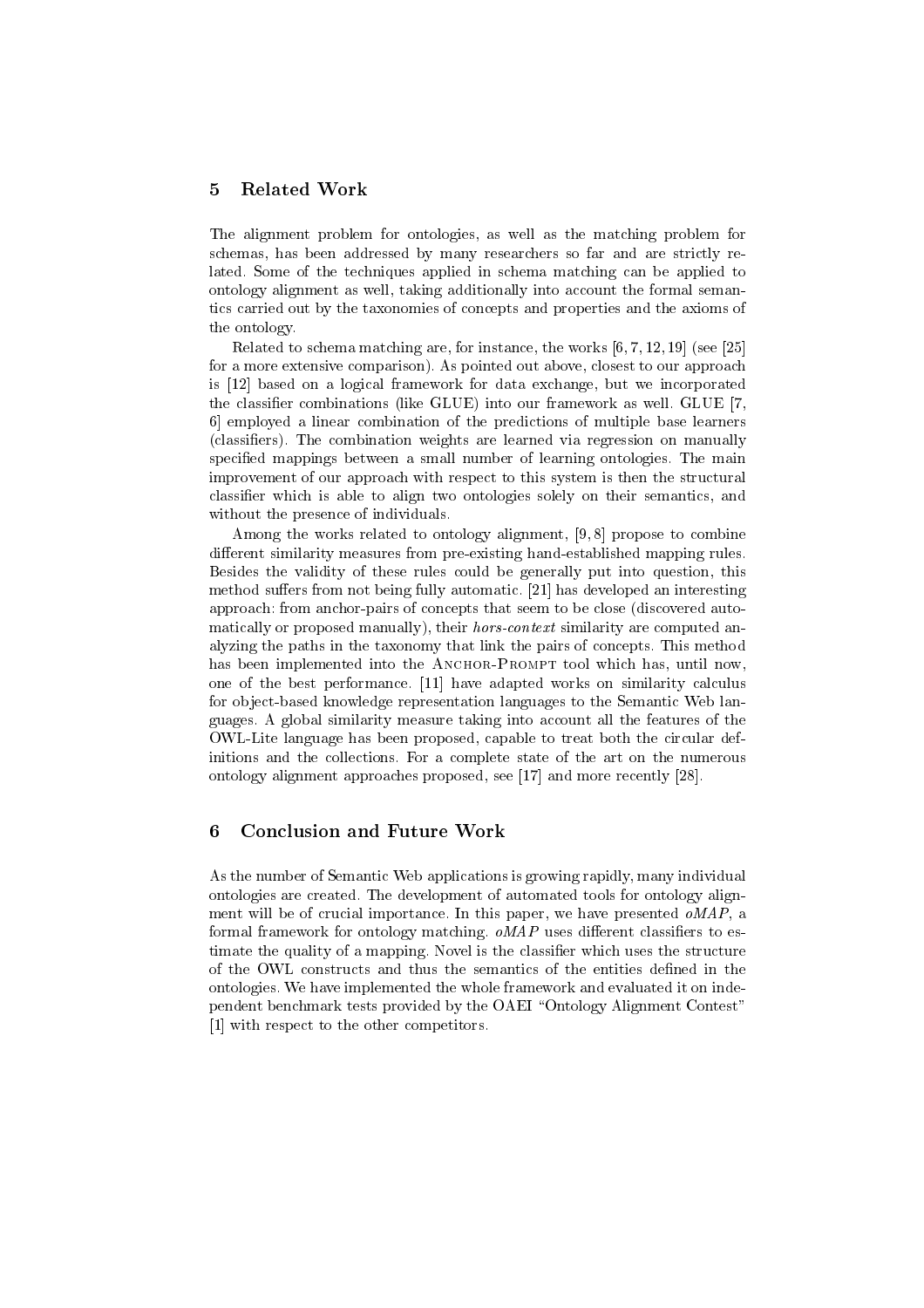## 5 Related Work

The alignment problem for ontologies, as well as the matching problem for schemas, has been addressed by many researchers so far and are strictly related. Some of the techniques applied in schema matching can be applied to ontology alignment as well, taking additionally into account the formal semantics carried out by the taxonomies of concepts and properties and the axioms of the ontology.

Related to schema matching are, for instance, the works [6, 7, 12, 19] (see [25] for a more extensive comparison). As pointed out above, closest to our approach is [12] based on a logical framework for data exchange, but we incorporated the classifier combinations (like GLUE) into our framework as well. GLUE [7, 6] employed a linear combination of the predictions of multiple base learners (classifiers). The combination weights are learned via regression on manually specified mappings between a small number of learning ontologies. The main improvement of our approach with respect to this system is then the structural classifier which is able to align two ontologies solely on their semantics, and without the presence of individuals.

Among the works related to ontology alignment, [9, 8] propose to combine different similarity measures from pre-existing hand-established mapping rules. Besides the validity of these rules could be generally put into question, this method suffers from not being fully automatic. [21] has developed an interesting approach: from anchor-pairs of concepts that seem to be close (discovered automatically or proposed manually), their *hors-context* similarity are computed analyzing the paths in the taxonomy that link the pairs of concepts. This method has been implemented into the Anchor-Prompt tool which has, until now, one of the best performance. [11] have adapted works on similarity calculus for object-based knowledge representation languages to the Semantic Web languages. A global similarity measure taking into account all the features of the OWL-Lite language has been proposed, capable to treat both the circular definitions and the collections. For a complete state of the art on the numerous ontology alignment approaches proposed, see [17] and more recently [28].

## 6 Conclusion and Future Work

As the number of Semantic Web applications is growing rapidly, many individual ontologies are created. The development of automated tools for ontology alignment will be of crucial importance. In this paper, we have presented *oMAP*, a formal framework for ontology matching. *oMAP* uses different classifiers to estimate the quality of a mapping. Novel is the classifier which uses the structure of the OWL constructs and thus the semantics of the entities defined in the ontologies. We have implemented the whole framework and evaluated it on independent benchmark tests provided by the OAEI "Ontology Alignment Contest" [1] with respect to the other competitors.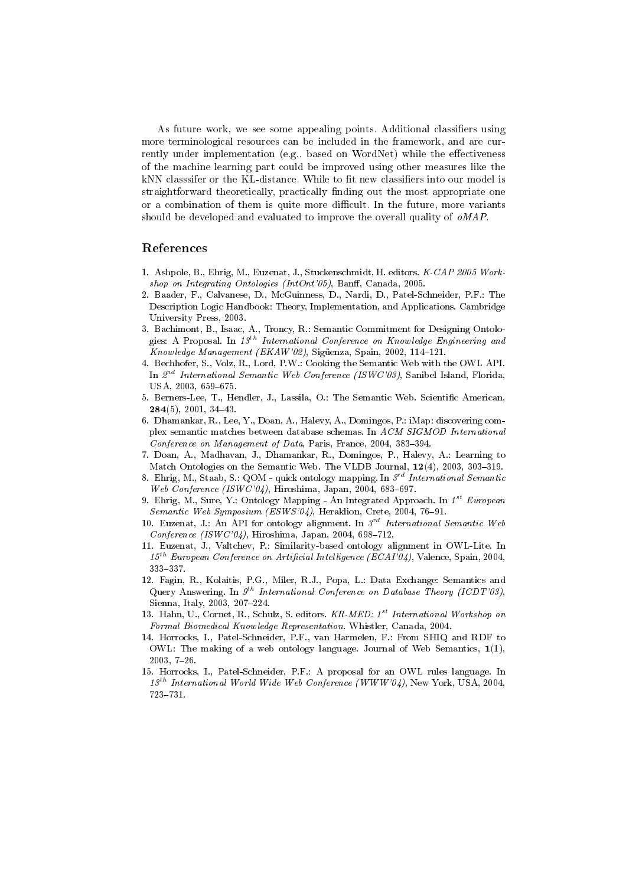As future work, we see some appealing points. Additional classifiers using more terminological resources can be included in the framework, and are currently under implementation (e.g.. based on WordNet) while the effectiveness of the machine learning part could be improved using other measures like the kNN classsifer or the KL-distance. While to fit new classifiers into our model is straightforward theoretically, practically finding out the most appropriate one or a combination of them is quite more difficult. In the future, more variants should be developed and evaluated to improve the overall quality of *oMAP*.

## References

1. Ashpole, B., Ehrig, M., Euzenat, J., Stuckenschmidt, H. editors. *K-CAP 2005 Workshop on Integrating Ontologies (IntOnt'05)*, Banff, Canada, 2005.
2. Baader, F., Calvanese, D., McGuinness, D., Nardi, D., Patel-Schneider, P.F.: The Description Logic Handbook: Theory, Implementation, and Applications. Cambridge University Press, 2003.
3. Bachimont, B., Isaac, A., Troncy, R.: Semantic Commitment for Designing Ontologies: A Proposal. In *13th International Conference on Knowledge Engineering and Knowledge Management (EKAW'02)*, Sigüenza, Spain, 2002, 114–121.
4. Bechhofer, S., Volz, R., Lord, P.W.: Cooking the Semantic Web with the OWL API. In *2nd International Semantic Web Conference (ISWC'03)*, Sanibel Island, Florida, USA, 2003, 659–675.
5. Berners-Lee, T., Hendler, J., Lassila, O.: The Semantic Web. Scientific American, **284**(5), 2001, 34–43.
6. Dhamankar, R., Lee, Y., Doan, A., Halevy, A., Domingos, P.: iMap: discovering complex semantic matches between database schemas. In *ACM SIGMOD International Conference on Management of Data*, Paris, France, 2004, 383–394.
7. Doan, A., Madhavan, J., Dhamankar, R., Domingos, P., Halevy, A.: Learning to Match Ontologies on the Semantic Web. The VLDB Journal, **12**(4), 2003, 303–319.
8. Ehrig, M., Staab, S.: QOM - quick ontology mapping. In *3rd International Semantic Web Conference (ISWC'04)*, Hiroshima, Japan, 2004, 683–697.
9. Ehrig, M., Sure, Y.: Ontology Mapping - An Integrated Approach. In *1st European Semantic Web Symposium (ESWS'04)*, Heraklion, Crete, 2004, 76–91.
10. Euzenat, J.: An API for ontology alignment. In *3rd International Semantic Web Conference (ISWC'04)*, Hiroshima, Japan, 2004, 698–712.
11. Euzenat, J., Valtchev, P.: Similarity-based ontology alignment in OWL-Lite. In *15th European Conference on Artificial Intelligence (ECAI'04)*, Valence, Spain, 2004, 333–337.
12. Fagin, R., Kolaitis, P.G., Miler, R.J., Popa, L.: Data Exchange: Semantics and Query Answering. In *9th International Conference on Database Theory (ICDT'03)*, Sienna, Italy, 2003, 207–224.
13. Hahn, U., Cornet, R., Schulz, S. editors. *KR-MED: 1st International Workshop on Formal Biomedical Knowledge Representation*. Whistler, Canada, 2004.
14. Horrocks, I., Patel-Schneider, P.F., van Harmelen, F.: From SHIQ and RDF to OWL: The making of a web ontology language. Journal of Web Semantics, **1**(1), 2003, 7–26.
15. Horrocks, I., Patel-Schneider, P.F.: A proposal for an OWL rules language. In *13th International World Wide Web Conference (WWW'04)*, New York, USA, 2004, 723–731.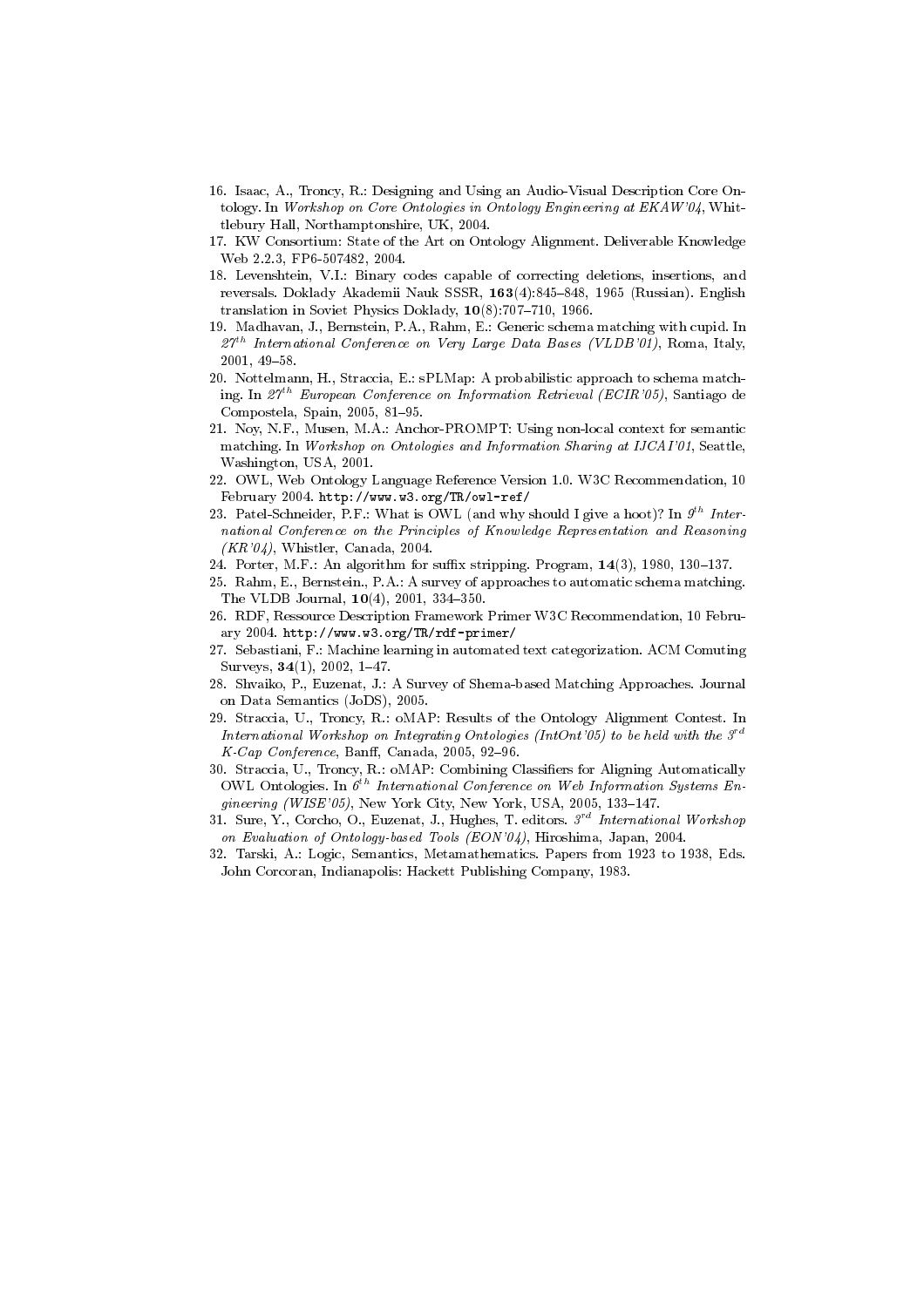16. Isaac, A., Troncy, R.: Designing and Using an Audio-Visual Description Core Ontology. In *Workshop on Core Ontologies in Ontology Engineering at EKAW'04*, Whittlebury Hall, Northamptonshire, UK, 2004.
17. KW Consortium: State of the Art on Ontology Alignment. Deliverable Knowledge Web 2.2.3, FP6-507482, 2004.
18. Levenshtein, V.I.: Binary codes capable of correcting deletions, insertions, and reversals. Doklady Akademii Nauk SSSR, **163**(4):845–848, 1965 (Russian). English translation in Soviet Physics Doklady, **10**(8):707–710, 1966.
19. Madhavan, J., Bernstein, P.A., Rahm, E.: Generic schema matching with cupid. In *27th International Conference on Very Large Data Bases (VLDB'01)*, Roma, Italy, 2001, 49–58.
20. Nottelmann, H., Straccia, E.: sPLMap: A probabilistic approach to schema matching. In *27th European Conference on Information Retrieval (ECIR'05)*, Santiago de Compostela, Spain, 2005, 81–95.
21. Noy, N.F., Musen, M.A.: Anchor-PROMPT: Using non-local context for semantic matching. In *Workshop on Ontologies and Information Sharing at IJCAI'01*, Seattle, Washington, USA, 2001.
22. OWL, Web Ontology Language Reference Version 1.0. W3C Recommendation, 10 February 2004. `http://www.w3.org/TR/owl-ref/`
23. Patel-Schneider, P.F.: What is OWL (and why should I give a hoot)? In *9th International Conference on the Principles of Knowledge Representation and Reasoning (KR'04)*, Whistler, Canada, 2004.
24. Porter, M.F.: An algorithm for suffix stripping. Program, **14**(3), 1980, 130–137.
25. Rahm, E., Bernstein., P.A.: A survey of approaches to automatic schema matching. The VLDB Journal, **10**(4), 2001, 334–350.
26. RDF, Ressource Description Framework Primer W3C Recommendation, 10 February 2004. `http://www.w3.org/TR/rdf-primer/`
27. Sebastiani, F.: Machine learning in automated text categorization. ACM Comuting Surveys, **34**(1), 2002, 1–47.
28. Shvaiko, P., Euzenat, J.: A Survey of Shema-based Matching Approaches. Journal on Data Semantics (JoDS), 2005.
29. Straccia, U., Troncy, R.: oMAP: Results of the Ontology Alignment Contest. In *International Workshop on Integrating Ontologies (IntOnt'05) to be held with the 3rd K-Cap Conference*, Banff, Canada, 2005, 92–96.
30. Straccia, U., Troncy, R.: oMAP: Combining Classifiers for Aligning Automatically OWL Ontologies. In *6th International Conference on Web Information Systems Engineering (WISE'05)*, New York City, New York, USA, 2005, 133–147.
31. Sure, Y., Corcho, O., Euzenat, J., Hughes, T. editors. *3rd International Workshop on Evaluation of Ontology-based Tools (EON'04)*, Hiroshima, Japan, 2004.
32. Tarski, A.: Logic, Semantics, Metamathematics. Papers from 1923 to 1938, Eds. John Corcoran, Indianapolis: Hackett Publishing Company, 1983.